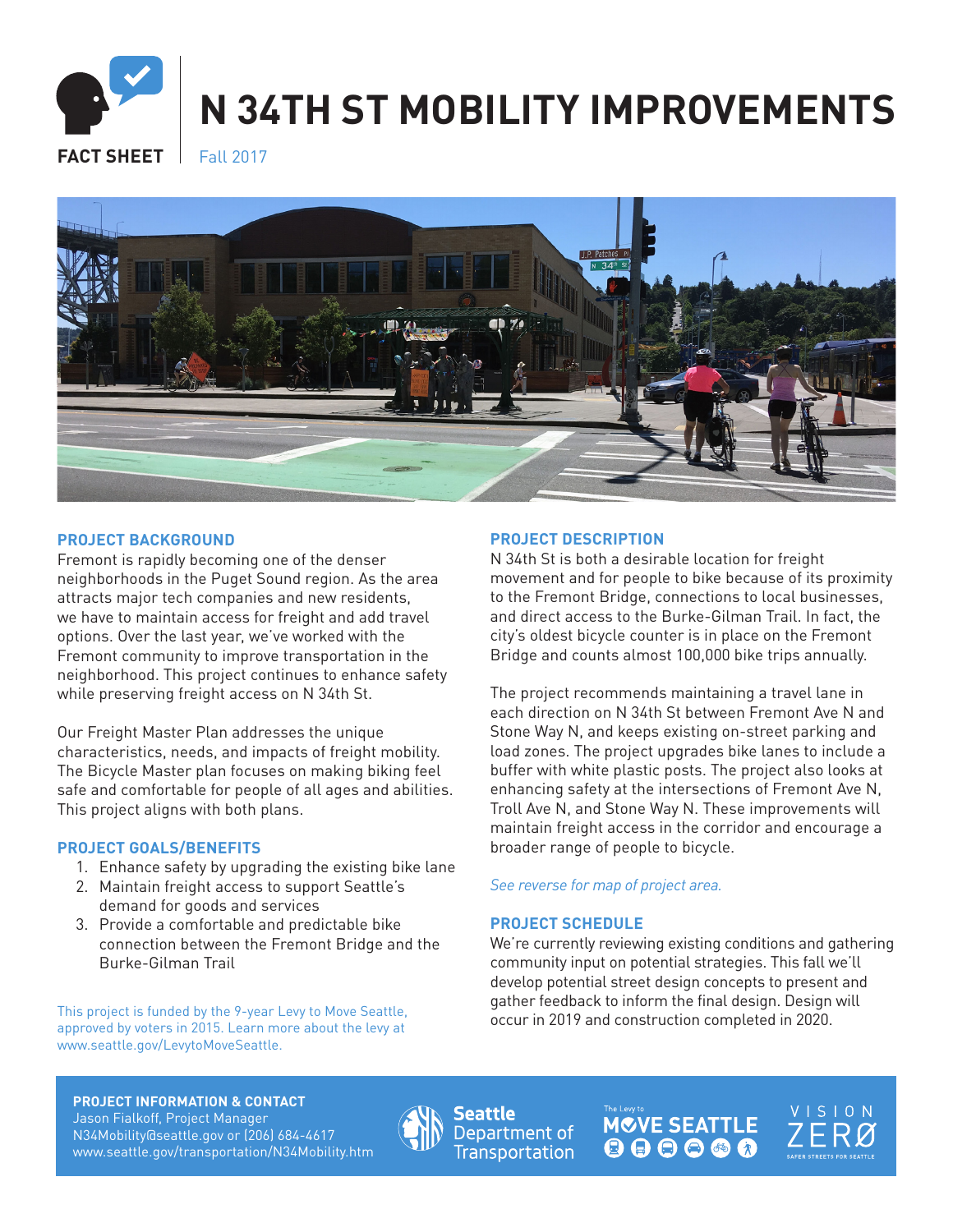FACT SHEET

# N 34TH ST MOBILITY IMPROVEMENTS

Fall 2017

## PROJECT BACKGROUND

Fremont is rapidly becoming one of the denser neighborhoods in the Puget Sound region. As the area attracts major tech companies and new residents, we have to maintain access for freight and add travel options. Over the last year, we've worked with the Fremont community to improve transportation in the neighborhood. This project continues to enhance safety while preserving freight access on N 34th St.

Our Freight Master Plan addresses the unique characteristics, needs, and impacts of freight mobility. The Bicycle Master plan focuses on making biking feel safe and comfortable for people of all ages and abilities. This project aligns with both plans.

## PROJECT GOALS/BENEFITS

1. Enhance safety by upgrading the existing bike lane
2. Maintain freight access to support Seattle's demand for goods and services
3. Provide a comfortable and predictable bike connection between the Fremont Bridge and the Burke-Gilman Trail

This project is funded by the 9-year Levy to Move Seattle, approved by voters in 2015. Learn more about the levy at www.seattle.gov/LevytoMoveSeattle.

## PROJECT DESCRIPTION

N 34th St is both a desirable location for freight movement and for people to bike because of its proximity to the Fremont Bridge, connections to local businesses, and direct access to the Burke-Gilman Trail. In fact, the city's oldest bicycle counter is in place on the Fremont Bridge and counts almost 100,000 bike trips annually.

The project recommends maintaining a travel lane in each direction on N 34th St between Fremont Ave N and Stone Way N, and keeps existing on-street parking and load zones. The project upgrades bike lanes to include a buffer with white plastic posts. The project also looks at enhancing safety at the intersections of Fremont Ave N, Troll Ave N, and Stone Way N. These improvements will maintain freight access in the corridor and encourage a broader range of people to bicycle.

*See reverse for map of project area.*

## PROJECT SCHEDULE

We're currently reviewing existing conditions and gathering community input on potential strategies. This fall we'll develop potential street design concepts to present and gather feedback to inform the final design. Design will occur in 2019 and construction completed in 2020.

**PROJECT INFORMATION & CONTACT**
Jason Fialkoff, Project Manager
N34Mobility@seattle.gov or (206) 684-4617
www.seattle.gov/transportation/N34Mobility.htm

Seattle Department of Transportation

The Levy to MOVE SEATTLE

VISION ZERØ SAFER STREETS FOR SEATTLE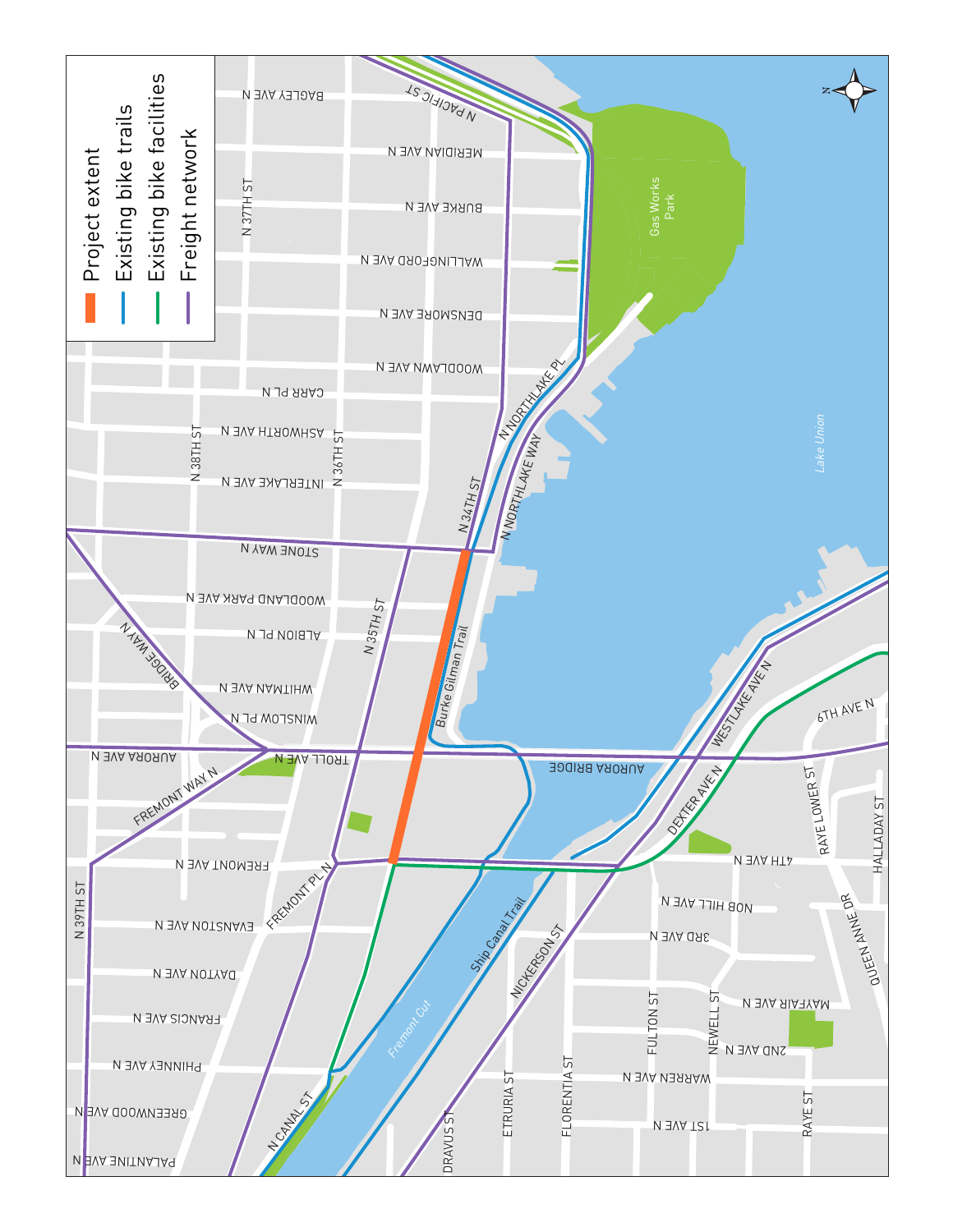Project extent
Existing bike trails
Existing bike facilities
Freight network

N

Gas Works Park
Lake Union
Fremont Cut
Burke Gilman Trail
Ship Canal Trail
Aurora Bridge

Bagley Ave N
N Pacific St
Meridian Ave N
Burke Ave N
Wallingford Ave N
Densmore Ave N
Woodlawn Ave N
Carr Pl N
Ashworth Ave N
Interlake Ave N
Stone Way N
Woodland Park Ave N
Albion Pl N
Whitman Ave N
Winslow Pl N
Aurora Ave N
Troll Ave N
Fremont Ave N
Evanston Ave N
Dayton Ave N
Francis Ave N
Phinney Ave N
Greenwood Ave N
Palatine Ave N
N 37th St
N 38th St
N 36th St
N 35th St
N 34th St
N 39th St
N Northlake Pl
N Northlake Way
Bridge Way N
Fremont Way N
Fremont Pl N
N Canal St
Westlake Ave N
Dexter Ave N
6th Ave N
4th Ave N
Nob Hill Ave N
3rd Ave N
Mayfair Ave N
2nd Ave N
Warren Ave N
1st Ave N
Raye Lower St
Halladay St
Queen Anne Dr
Nickerson St
Fulton St
Newell St
Raye St
Dravus St
Etruria St
Florentia St